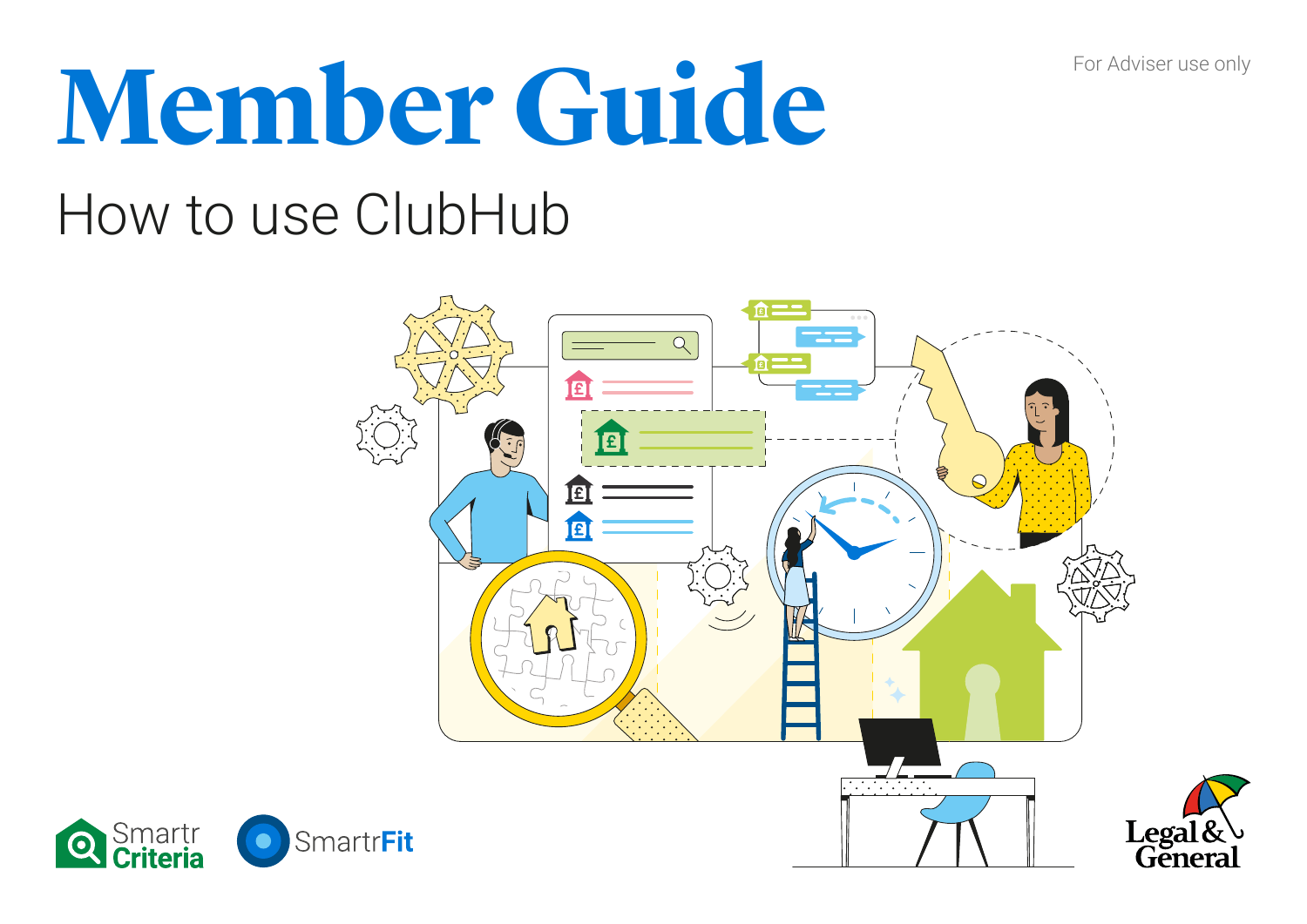For Adviser use only

# Member Guide

## How to use ClubHub

Smartr Criteria

SmartrFit

Legal & General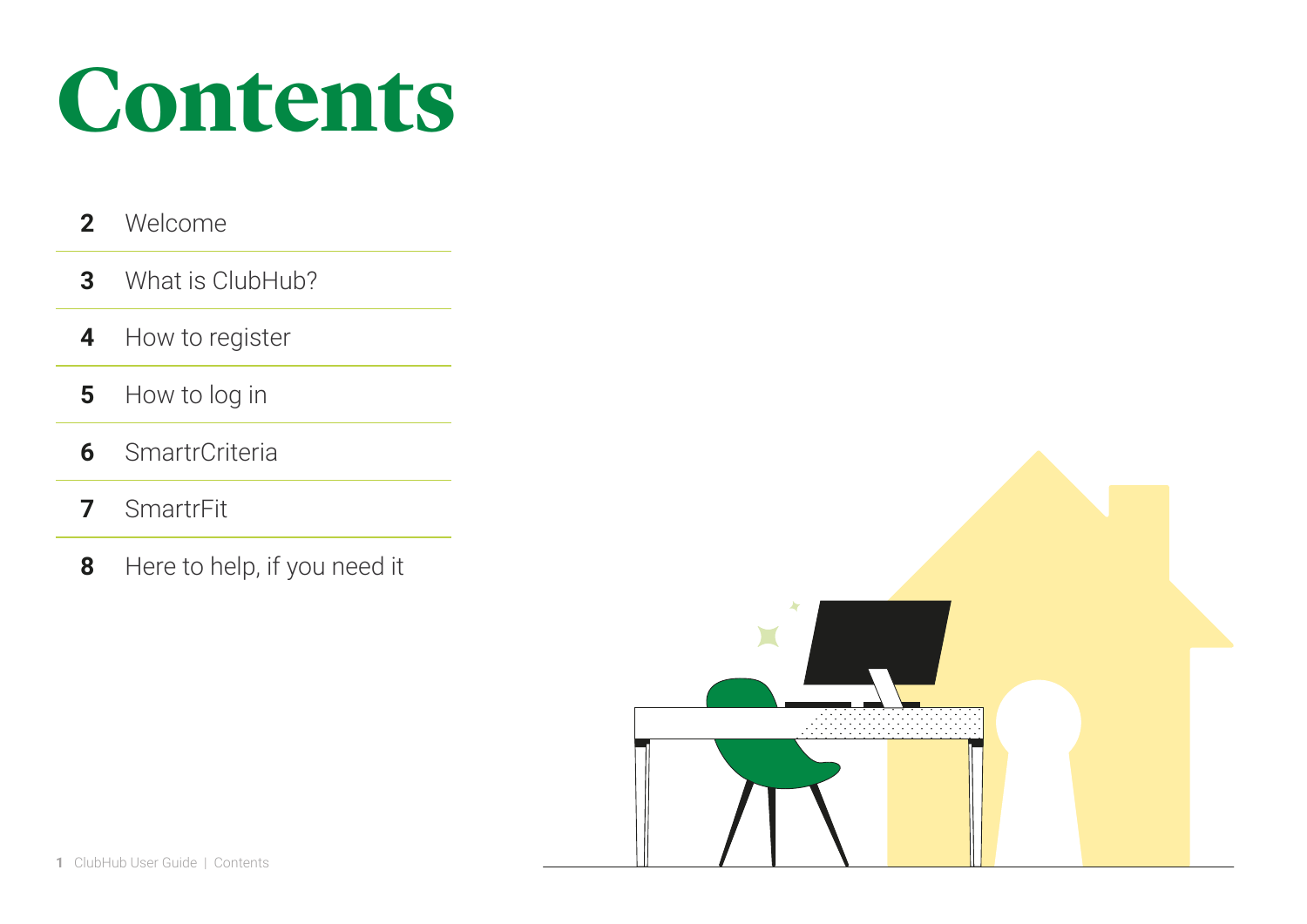# Contents

| | |
|---|---|
| 2 | Welcome |
| 3 | What is ClubHub? |
| 4 | How to register |
| 5 | How to log in |
| 6 | SmartrCriteria |
| 7 | SmartrFit |
| 8 | Here to help, if you need it |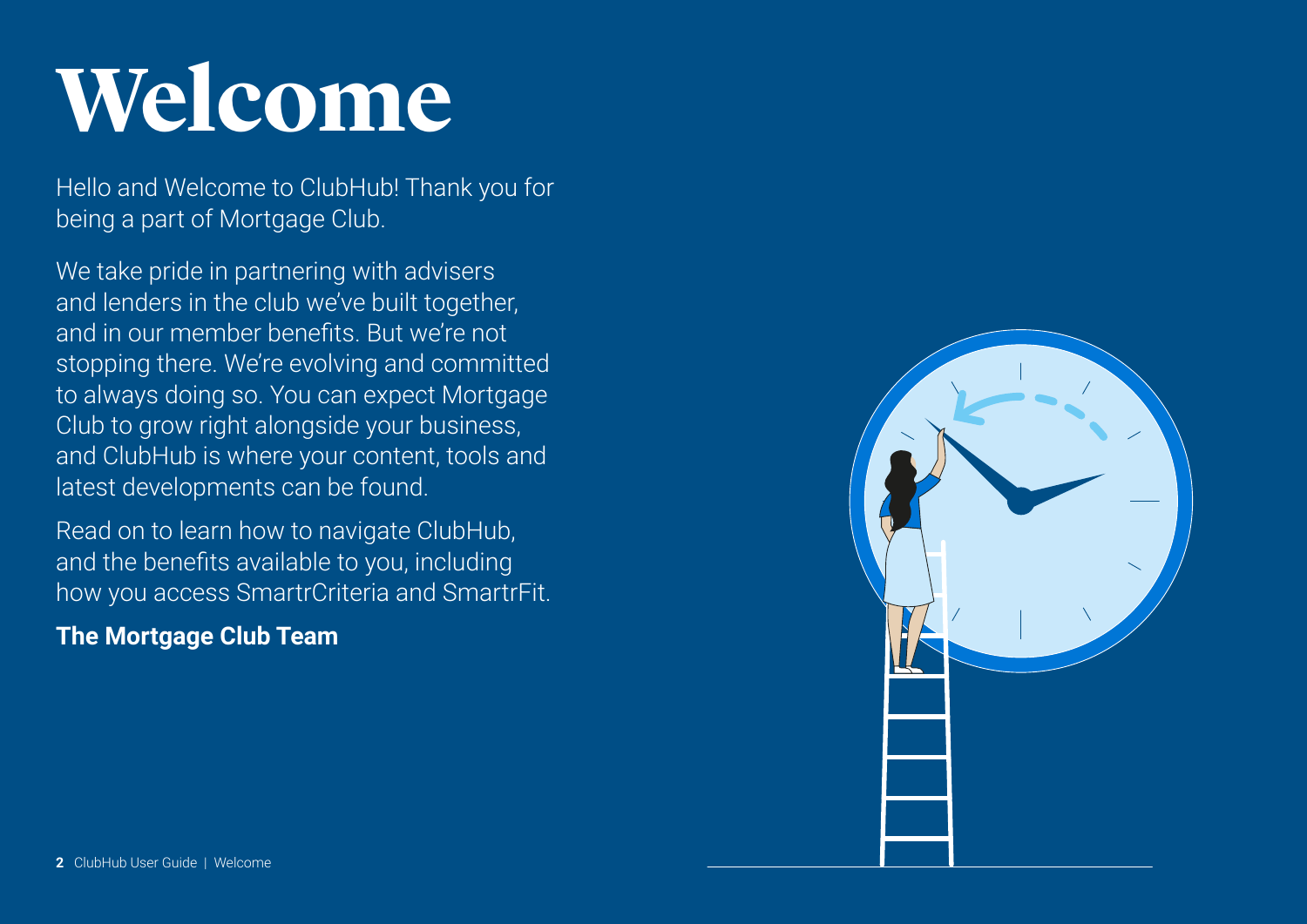# Welcome

Hello and Welcome to ClubHub! Thank you for being a part of Mortgage Club.

We take pride in partnering with advisers and lenders in the club we've built together, and in our member benefits. But we're not stopping there. We're evolving and committed to always doing so. You can expect Mortgage Club to grow right alongside your business, and ClubHub is where your content, tools and latest developments can be found.

Read on to learn how to navigate ClubHub, and the benefits available to you, including how you access SmartrCriteria and SmartrFit.

**The Mortgage Club Team**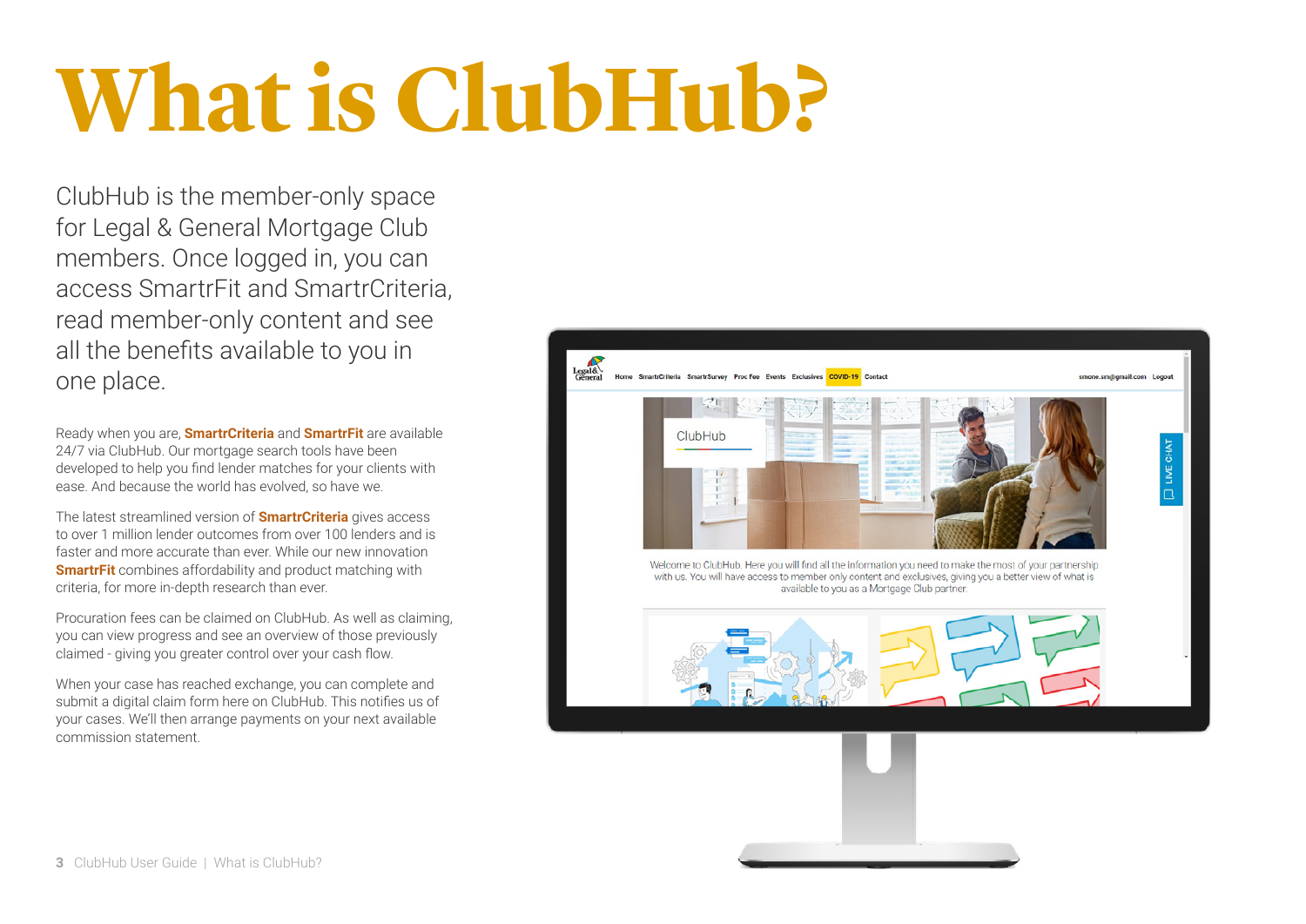# What is ClubHub?

ClubHub is the member-only space for Legal & General Mortgage Club members. Once logged in, you can access SmartrFit and SmartrCriteria, read member-only content and see all the benefits available to you in one place.

Ready when you are, **SmartrCriteria** and **SmartrFit** are available 24/7 via ClubHub. Our mortgage search tools have been developed to help you find lender matches for your clients with ease. And because the world has evolved, so have we.

The latest streamlined version of **SmartrCriteria** gives access to over 1 million lender outcomes from over 100 lenders and is faster and more accurate than ever. While our new innovation **SmartrFit** combines affordability and product matching with criteria, for more in-depth research than ever.

Procuration fees can be claimed on ClubHub. As well as claiming, you can view progress and see an overview of those previously claimed - giving you greater control over your cash flow.

When your case has reached exchange, you can complete and submit a digital claim form here on ClubHub. This notifies us of your cases. We'll then arrange payments on your next available commission statement.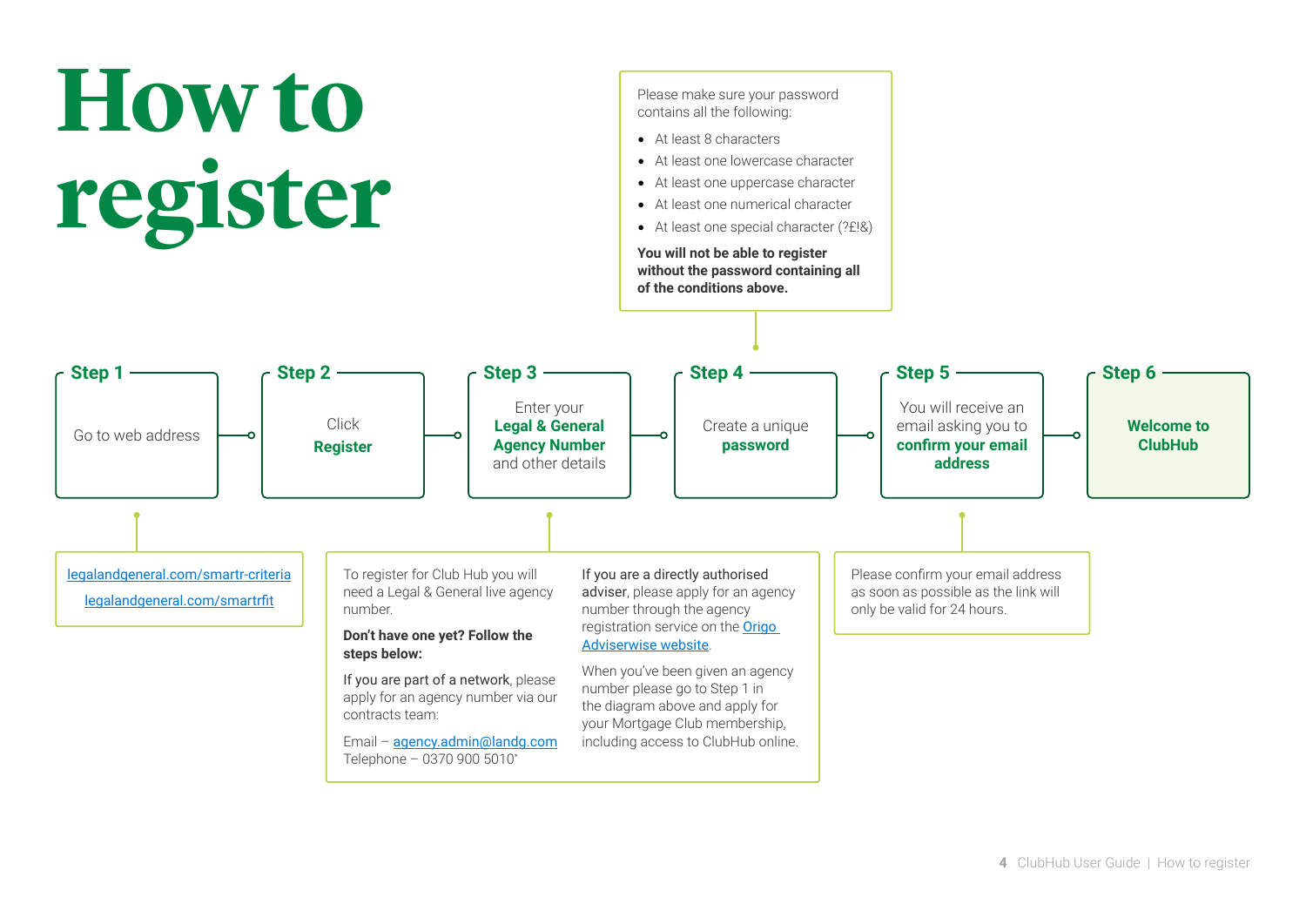# How to register

Please make sure your password contains all the following:

- At least 8 characters
- At least one lowercase character
- At least one uppercase character
- At least one numerical character
- At least one special character (?£!&)

**You will not be able to register without the password containing all of the conditions above.**

**Step 1**

Go to web address

**Step 2**

Click **Register**

**Step 3**

Enter your **Legal & General Agency Number** and other details

**Step 4**

Create a unique **password**

**Step 5**

You will receive an email asking you to **confirm your email address**

**Step 6**

**Welcome to ClubHub**

legalandgeneral.com/smartr-criteria

legalandgeneral.com/smartrfit

To register for Club Hub you will need a Legal & General live agency number.

**Don't have one yet? Follow the steps below:**

If you are part of a network, please apply for an agency number via our contracts team:

Email – agency.admin@landg.com
Telephone – 0370 900 5010*

If you are a directly authorised adviser, please apply for an agency number through the agency registration service on the Origo Adviserwise website.

When you've been given an agency number please go to Step 1 in the diagram above and apply for your Mortgage Club membership, including access to ClubHub online.

Please confirm your email address as soon as possible as the link will only be valid for 24 hours.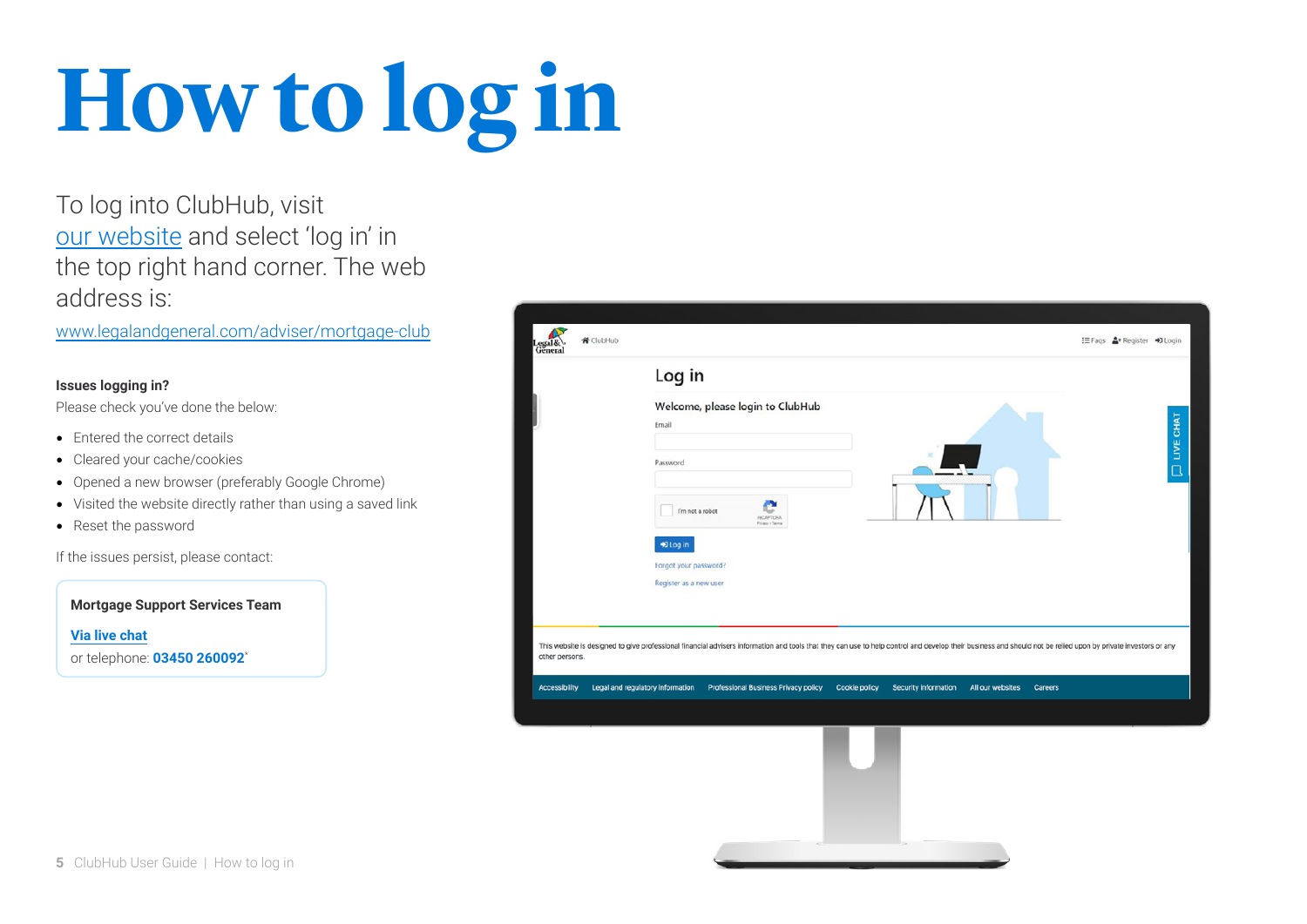# How to log in

To log into ClubHub, visit our website and select 'log in' in the top right hand corner. The web address is:

www.legalandgeneral.com/adviser/mortgage-club

**Issues logging in?**

Please check you've done the below:

- Entered the correct details
- Cleared your cache/cookies
- Opened a new browser (preferably Google Chrome)
- Visited the website directly rather than using a saved link
- Reset the password

If the issues persist, please contact:

**Mortgage Support Services Team**

**Via live chat**

or telephone: **03450 260092***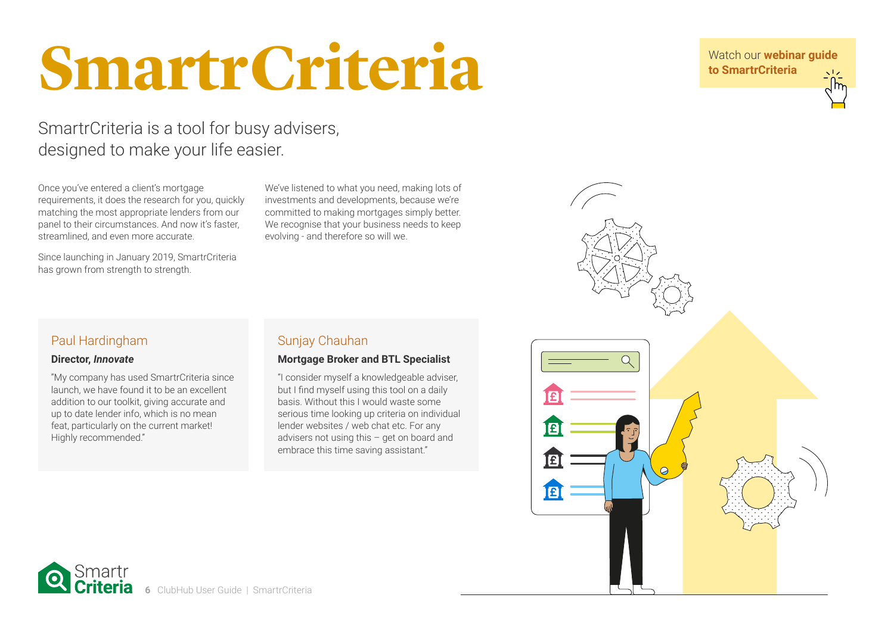# SmartrCriteria

Watch our **webinar guide to SmartrCriteria**

## SmartrCriteria is a tool for busy advisers, designed to make your life easier.

Once you've entered a client's mortgage requirements, it does the research for you, quickly matching the most appropriate lenders from our panel to their circumstances. And now it's faster, streamlined, and even more accurate.

Since launching in January 2019, SmartrCriteria has grown from strength to strength.

We've listened to what you need, making lots of investments and developments, because we're committed to making mortgages simply better. We recognise that your business needs to keep evolving - and therefore so will we.

### Paul Hardingham

**Director, *Innovate***

"My company has used SmartrCriteria since launch, we have found it to be an excellent addition to our toolkit, giving accurate and up to date lender info, which is no mean feat, particularly on the current market! Highly recommended."

### Sunjay Chauhan

**Mortgage Broker and BTL Specialist**

"I consider myself a knowledgeable adviser, but I find myself using this tool on a daily basis. Without this I would waste some serious time looking up criteria on individual lender websites / web chat etc. For any advisers not using this – get on board and embrace this time saving assistant."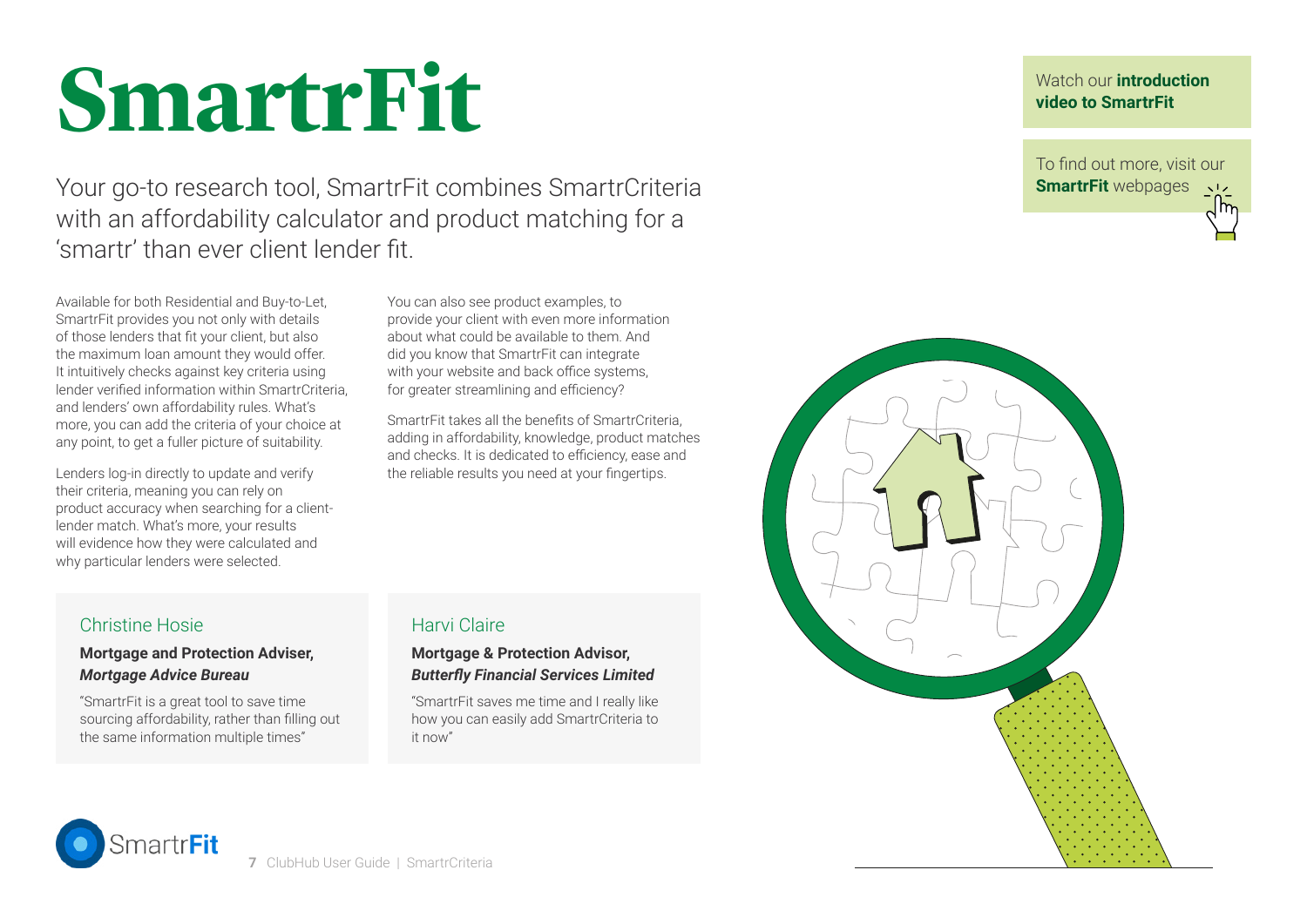# SmartrFit

Your go-to research tool, SmartrFit combines SmartrCriteria with an affordability calculator and product matching for a 'smartr' than ever client lender fit.

Watch our **introduction video to SmartrFit**

To find out more, visit our **SmartrFit** webpages

Available for both Residential and Buy-to-Let, SmartrFit provides you not only with details of those lenders that fit your client, but also the maximum loan amount they would offer. It intuitively checks against key criteria using lender verified information within SmartrCriteria, and lenders' own affordability rules. What's more, you can add the criteria of your choice at any point, to get a fuller picture of suitability.

Lenders log-in directly to update and verify their criteria, meaning you can rely on product accuracy when searching for a client-lender match. What's more, your results will evidence how they were calculated and why particular lenders were selected.

You can also see product examples, to provide your client with even more information about what could be available to them. And did you know that SmartrFit can integrate with your website and back office systems, for greater streamlining and efficiency?

SmartrFit takes all the benefits of SmartrCriteria, adding in affordability, knowledge, product matches and checks. It is dedicated to efficiency, ease and the reliable results you need at your fingertips.

### Christine Hosie

**Mortgage and Protection Adviser,**
***Mortgage Advice Bureau***

"SmartrFit is a great tool to save time sourcing affordability, rather than filling out the same information multiple times"

### Harvi Claire

**Mortgage & Protection Advisor,**
***Butterfly Financial Services Limited***

"SmartrFit saves me time and I really like how you can easily add SmartrCriteria to it now"

SmartrFit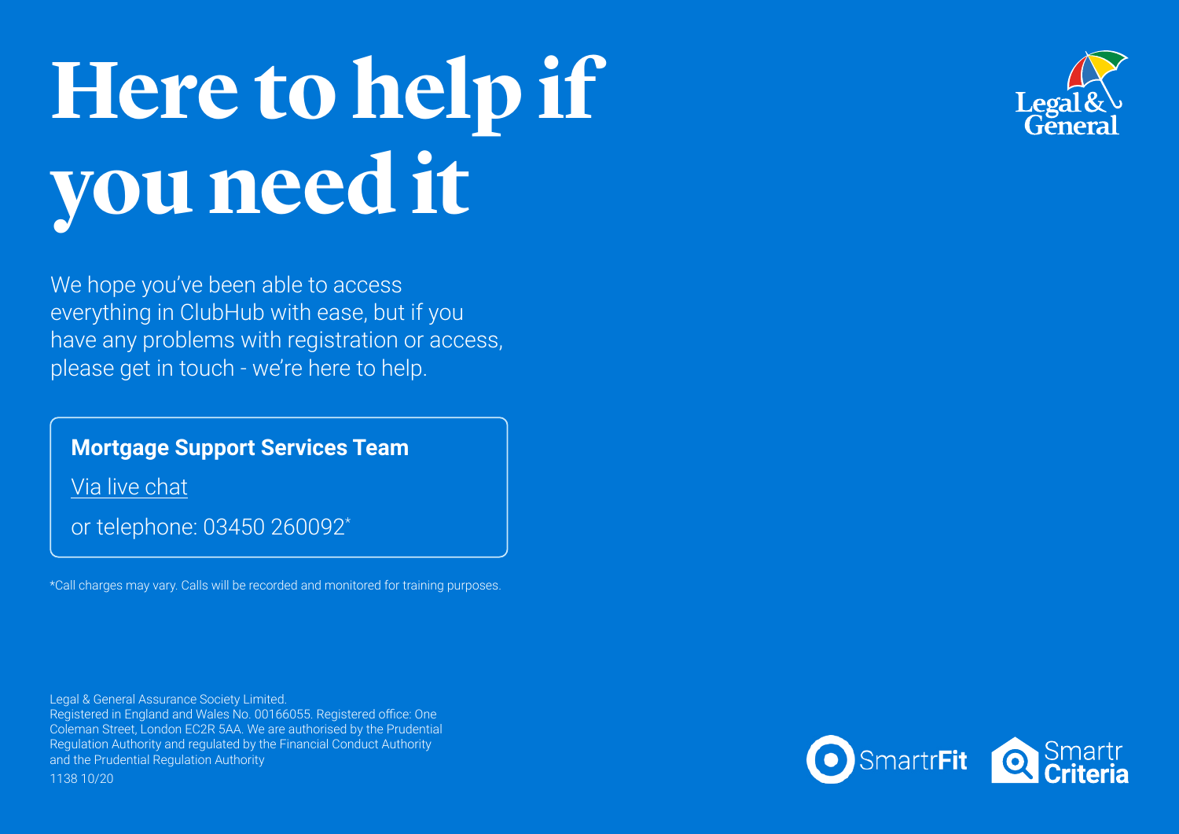# Here to help if you need it

We hope you've been able to access everything in ClubHub with ease, but if you have any problems with registration or access, please get in touch - we're here to help.

**Mortgage Support Services Team**

Via live chat

or telephone: 03450 260092*

*Call charges may vary. Calls will be recorded and monitored for training purposes.

Legal & General Assurance Society Limited.
Registered in England and Wales No. 00166055. Registered office: One Coleman Street, London EC2R 5AA. We are authorised by the Prudential Regulation Authority and regulated by the Financial Conduct Authority and the Prudential Regulation Authority

1138 10/20

SmartrFit

Smartr Criteria